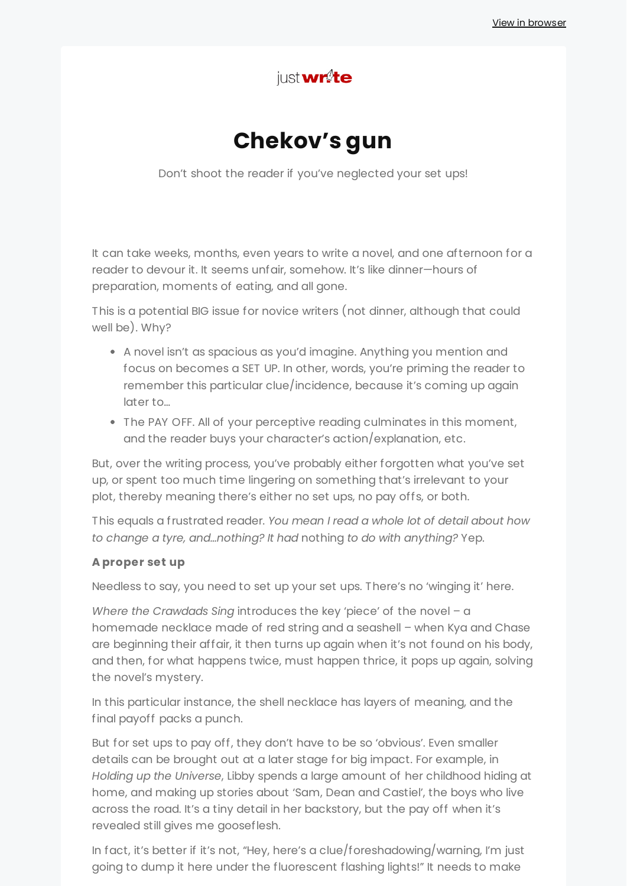View in browser

justwrite

# Chekov's gun

Don't shoot the reader if you've neglected your set ups!

It can take weeks, months, even years to write a novel, and one afternoon for a reader to devour it. It seems unfair, somehow. It's like dinner—hours of preparation, moments of eating, and all gone.

This is a potential BIG issue for novice writers (not dinner, although that could well be). Why?

- A novel isn't as spacious as you'd imagine. Anything you mention and focus on becomes a SET UP. In other, words, you're priming the reader to remember this particular clue/incidence, because it's coming up again later to...
- The PAY OFF. All of your perceptive reading culminates in this moment, and the reader buys your character's action/explanation, etc.

But, over the writing process, you've probably either forgotten what you've set up, or spent too much time lingering on something that's irrelevant to your plot, thereby meaning there's either no set ups, no pay offs, or both.

This equals a frustrated reader. *You mean I read a whole lot of detail about how to change a tyre, and...nothing? It had* nothing *to do with anything?* Yep.

**A proper set up**

Needless to say, you need to set up your set ups. There's no 'winging it' here.

*Where the Crawdads Sing* introduces the key 'piece' of the novel – a homemade necklace made of red string and a seashell – when Kya and Chase are beginning their affair, it then turns up again when it's not found on his body, and then, for what happens twice, must happen thrice, it pops up again, solving the novel's mystery.

In this particular instance, the shell necklace has layers of meaning, and the final payoff packs a punch.

But for set ups to pay off, they don't have to be so 'obvious'. Even smaller details can be brought out at a later stage for big impact. For example, in *Holding up the Universe*, Libby spends a large amount of her childhood hiding at home, and making up stories about 'Sam, Dean and Castiel', the boys who live across the road. It's a tiny detail in her backstory, but the pay off when it's revealed still gives me gooseflesh.

In fact, it's better if it's not, "Hey, here's a clue/foreshadowing/warning, I'm just going to dump it here under the fluorescent flashing lights!" It needs to make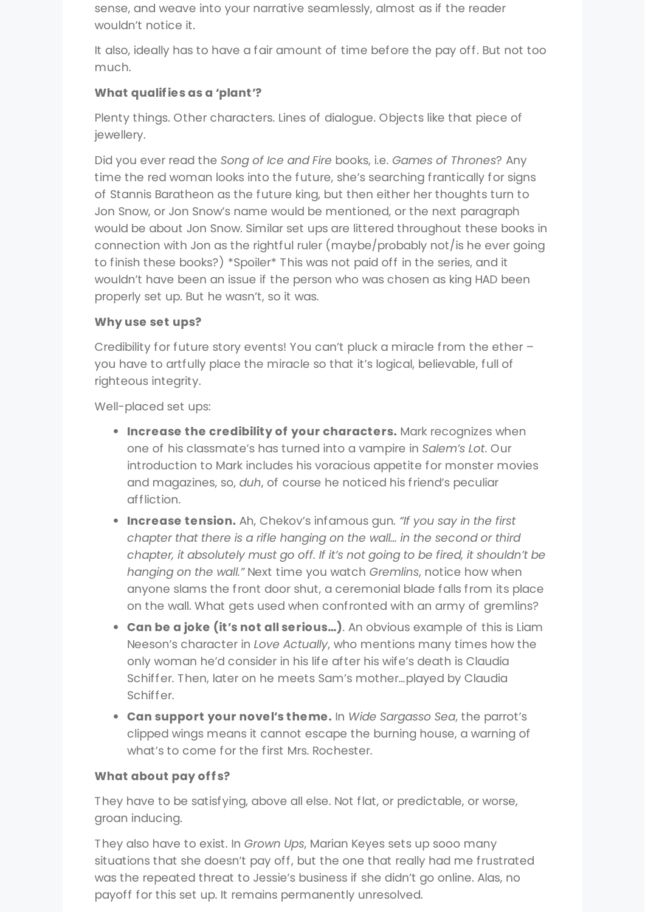sense, and weave into your narrative seamlessly, almost as if the reader wouldn't notice it.

It also, ideally has to have a fair amount of time before the pay off. But not too much.

**What qualifies as a 'plant'?**

Plenty things. Other characters. Lines of dialogue. Objects like that piece of jewellery.

Did you ever read the *Song of Ice and Fire* books, i.e. *Games of Thrones*? Any time the red woman looks into the future, she's searching frantically for signs of Stannis Baratheon as the future king, but then either her thoughts turn to Jon Snow, or Jon Snow's name would be mentioned, or the next paragraph would be about Jon Snow. Similar set ups are littered throughout these books in connection with Jon as the rightful ruler (maybe/probably not/is he ever going to finish these books?) *Spoiler* This was not paid off in the series, and it wouldn't have been an issue if the person who was chosen as king HAD been properly set up. But he wasn't, so it was.

**Why use set ups?**

Credibility for future story events! You can't pluck a miracle from the ether – you have to artfully place the miracle so that it's logical, believable, full of righteous integrity.

Well-placed set ups:

- **Increase the credibility of your characters.** Mark recognizes when one of his classmate's has turned into a vampire in *Salem's Lot*. Our introduction to Mark includes his voracious appetite for monster movies and magazines, so, *duh*, of course he noticed his friend's peculiar affliction.
- **Increase tension.** Ah, Chekov's infamous gun. *"If you say in the first chapter that there is a rifle hanging on the wall… in the second or third chapter, it absolutely must go off. If it's not going to be fired, it shouldn't be hanging on the wall."* Next time you watch *Gremlins*, notice how when anyone slams the front door shut, a ceremonial blade falls from its place on the wall. What gets used when confronted with an army of gremlins?
- **Can be a joke (it's not all serious…)**. An obvious example of this is Liam Neeson's character in *Love Actually*, who mentions many times how the only woman he'd consider in his life after his wife's death is Claudia Schiffer. Then, later on he meets Sam's mother…played by Claudia Schiffer.
- **Can support your novel's theme.** In *Wide Sargasso Sea*, the parrot's clipped wings means it cannot escape the burning house, a warning of what's to come for the first Mrs. Rochester.

**What about pay offs?**

They have to be satisfying, above all else. Not flat, or predictable, or worse, groan inducing.

They also have to exist. In *Grown Ups*, Marian Keyes sets up sooo many situations that she doesn't pay off, but the one that really had me frustrated was the repeated threat to Jessie's business if she didn't go online. Alas, no payoff for this set up. It remains permanently unresolved.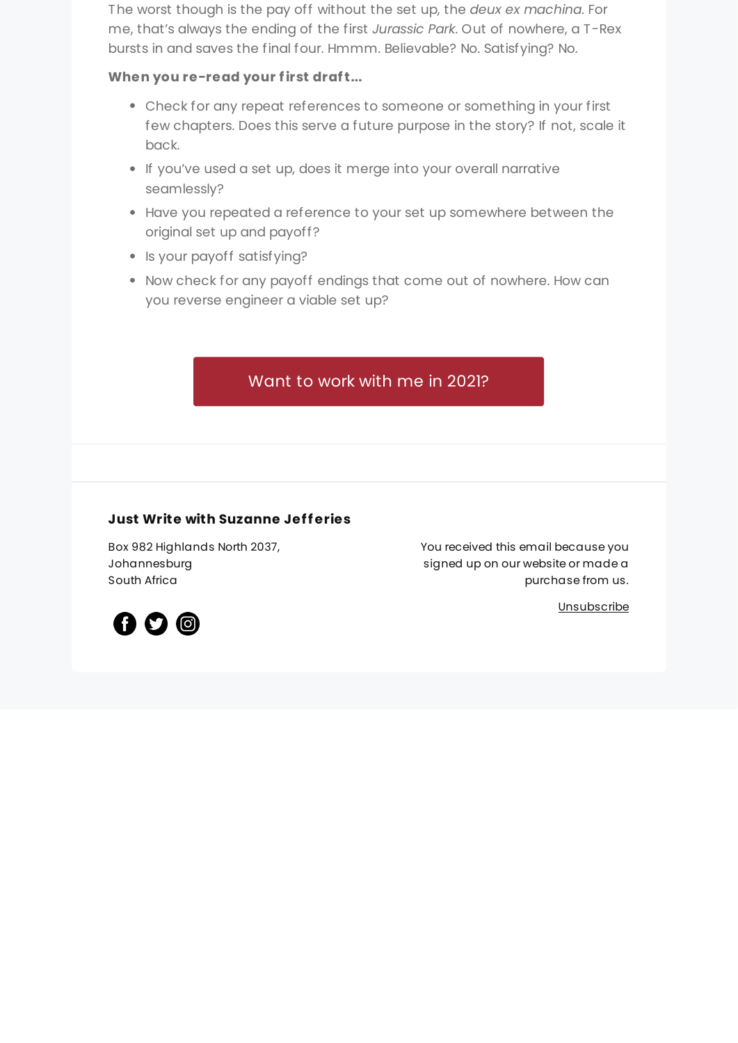The worst though is the pay off without the set up, the *deux ex machina*. For me, that's always the ending of the first *Jurassic Park*. Out of nowhere, a T-Rex bursts in and saves the final four. Hmmm. Believable? No. Satisfying? No.

**When you re-read your first draft…**

- Check for any repeat references to someone or something in your first few chapters. Does this serve a future purpose in the story? If not, scale it back.
- If you've used a set up, does it merge into your overall narrative seamlessly?
- Have you repeated a reference to your set up somewhere between the original set up and payoff?
- Is your payoff satisfying?
- Now check for any payoff endings that come out of nowhere. How can you reverse engineer a viable set up?

Want to work with me in 2021?

**Just Write with Suzanne Jefferies**

Box 982 Highlands North 2037,
Johannesburg
South Africa

You received this email because you signed up on our website or made a purchase from us.

Unsubscribe